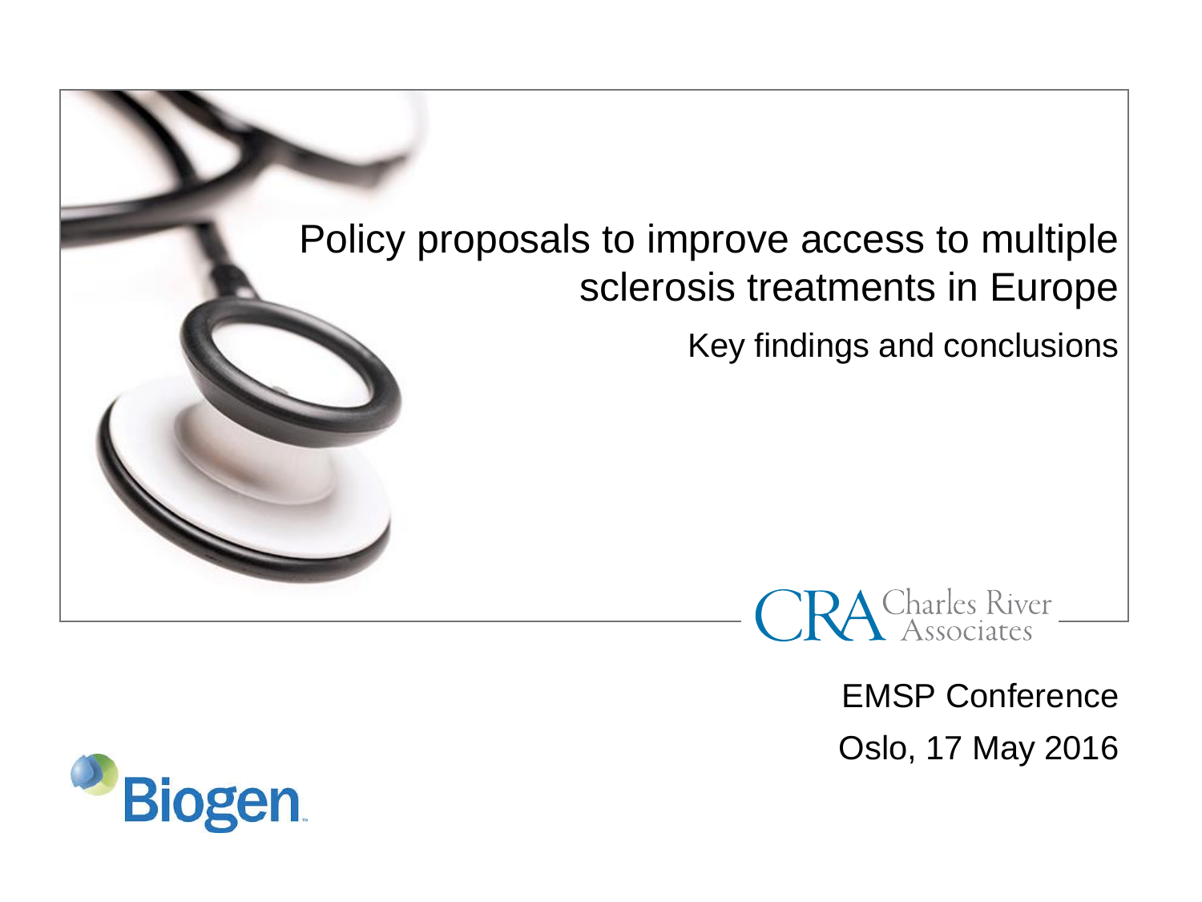# Policy proposals to improve access to multiple sclerosis treatments in Europe

## Key findings and conclusions

Charles River Associates

EMSP Conference

Oslo, 17 May 2016

Biogen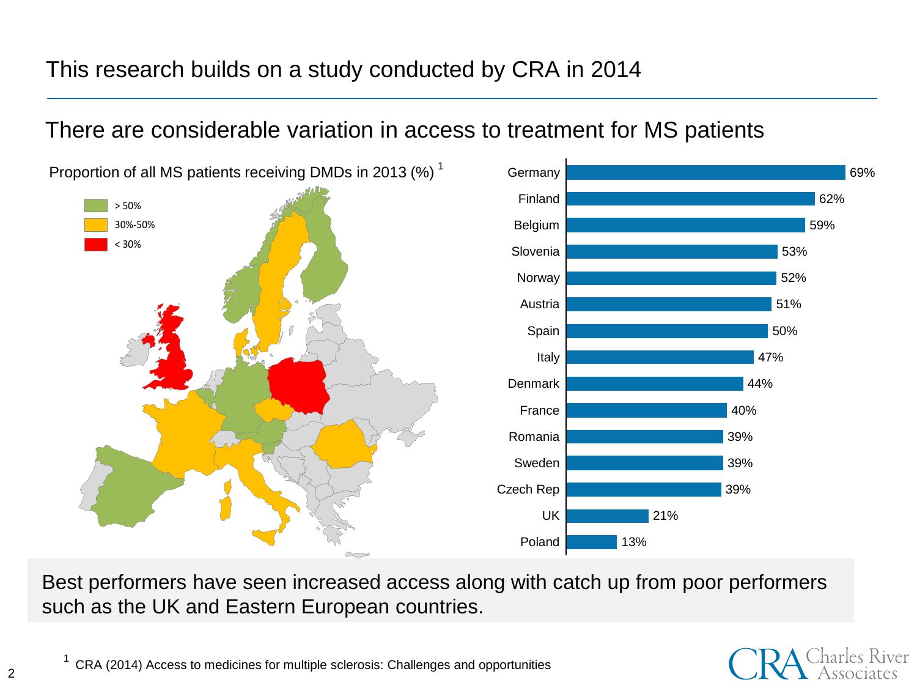# This research builds on a study conducted by CRA in 2014

## There are considerable variation in access to treatment for MS patients

Proportion of all MS patients receiving DMDs in 2013 (%) [1]

- > 50%
- 30%-50%
- < 30%

| Country | % |
|---|---|
| Germany | 69% |
| Finland | 62% |
| Belgium | 59% |
| Slovenia | 53% |
| Norway | 52% |
| Austria | 51% |
| Spain | 50% |
| Italy | 47% |
| Denmark | 44% |
| France | 40% |
| Romania | 39% |
| Sweden | 39% |
| Czech Rep | 39% |
| UK | 21% |
| Poland | 13% |

Best performers have seen increased access along with catch up from poor performers such as the UK and Eastern European countries.

[1] CRA (2014) Access to medicines for multiple sclerosis: Challenges and opportunities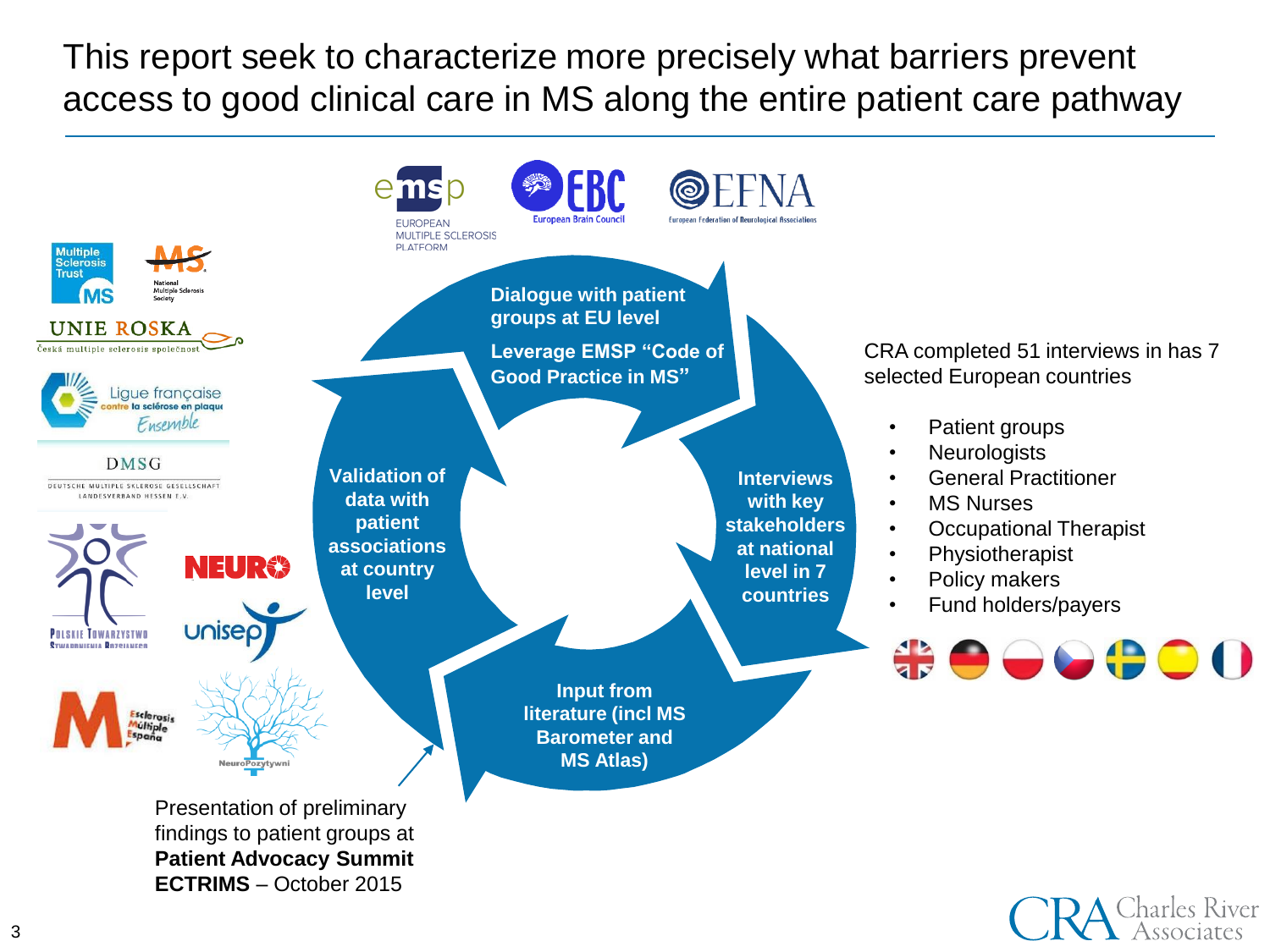# This report seek to characterize more precisely what barriers prevent access to good clinical care in MS along the entire patient care pathway

**Dialogue with patient groups at EU level**

**Leverage EMSP "Code of Good Practice in MS"**

**Interviews with key stakeholders at national level in 7 countries**

**Input from literature (incl MS Barometer and MS Atlas)**

**Validation of data with patient associations at country level**

Presentation of preliminary findings to patient groups at **Patient Advocacy Summit ECTRIMS** – October 2015

CRA completed 51 interviews in has 7 selected European countries

- Patient groups
- Neurologists
- General Practitioner
- MS Nurses
- Occupational Therapist
- Physiotherapist
- Policy makers
- Fund holders/payers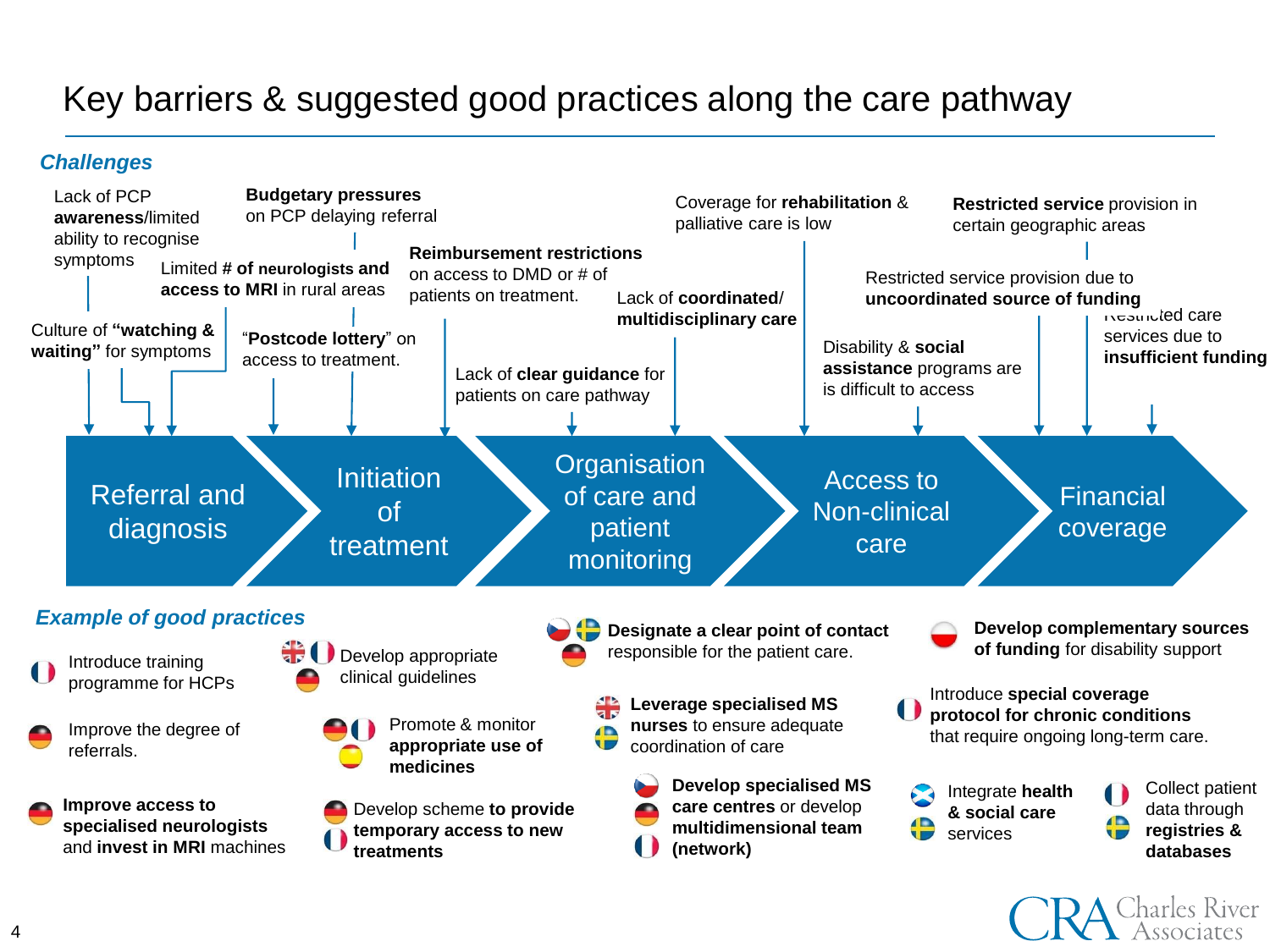# Key barriers & suggested good practices along the care pathway

## Challenges

**Referral and diagnosis**

- Lack of PCP **awareness**/limited ability to recognise symptoms
- Culture of **"watching & waiting"** for symptoms
- Limited **# of neurologists and access to MRI** in rural areas

**Initiation of treatment**

- **Budgetary pressures** on PCP delaying referral
- "**Postcode lottery**" on access to treatment.
- **Reimbursement restrictions** on access to DMD or # of patients on treatment.

**Organisation of care and patient monitoring**

- Lack of **clear guidance** for patients on care pathway
- Lack of **coordinated/ multidisciplinary care**

**Access to Non-clinical care**

- Coverage for **rehabilitation** & palliative care is low
- Disability & **social assistance** programs are is difficult to access

**Financial coverage**

- Restricted service provision due to **uncoordinated source of funding**
- **Restricted service** provision in certain geographic areas
- Restricted care services due to **insufficient funding**

## Example of good practices

**Referral and diagnosis**

- Introduce training programme for HCPs
- Improve the degree of referrals.
- **Improve access to specialised neurologists** and **invest in MRI** machines

**Initiation of treatment**

- Develop appropriate clinical guidelines
- Promote & monitor **appropriate use of medicines**
- Develop scheme **to provide temporary access to new treatments**

**Organisation of care and patient monitoring**

- **Designate a clear point of contact** responsible for the patient care.
- **Leverage specialised MS nurses** to ensure adequate coordination of care
- **Develop specialised MS care centres** or develop **multidimensional team (network)**

**Access to Non-clinical care / Financial coverage**

- **Develop complementary sources of funding** for disability support
- Introduce **special coverage protocol for chronic conditions** that require ongoing long-term care.
- Integrate **health & social care** services
- Collect patient data through **registries & databases**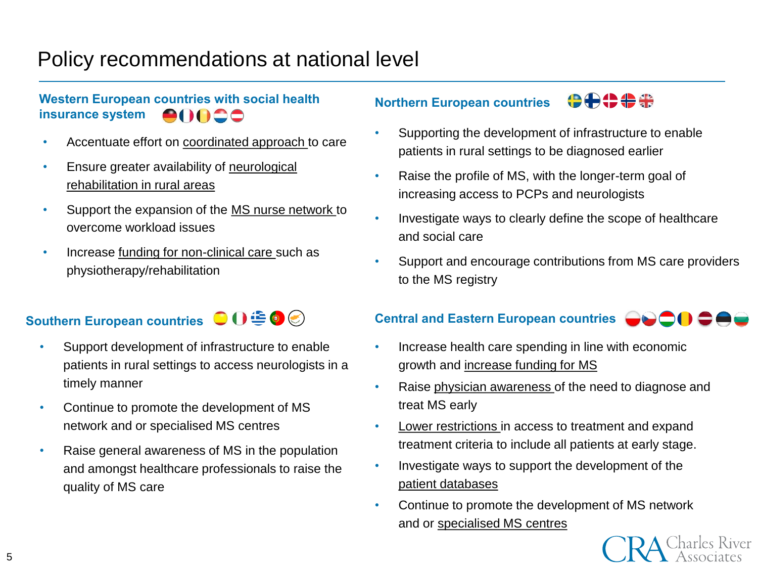# Policy recommendations at national level

## Western European countries with social health insurance system

- Accentuate effort on <u>coordinated approach</u> to care
- Ensure greater availability of <u>neurological rehabilitation in rural areas</u>
- Support the expansion of the <u>MS nurse network</u> to overcome workload issues
- Increase <u>funding for non-clinical care</u> such as physiotherapy/rehabilitation

## Northern European countries

- Supporting the development of infrastructure to enable patients in rural settings to be diagnosed earlier
- Raise the profile of MS, with the longer-term goal of increasing access to PCPs and neurologists
- Investigate ways to clearly define the scope of healthcare and social care
- Support and encourage contributions from MS care providers to the MS registry

## Southern European countries

- Support development of infrastructure to enable patients in rural settings to access neurologists in a timely manner
- Continue to promote the development of MS network and or specialised MS centres
- Raise general awareness of MS in the population and amongst healthcare professionals to raise the quality of MS care

## Central and Eastern European countries

- Increase health care spending in line with economic growth and <u>increase funding for MS</u>
- Raise <u>physician awareness</u> of the need to diagnose and treat MS early
- <u>Lower restrictions</u> in access to treatment and expand treatment criteria to include all patients at early stage.
- Investigate ways to support the development of the <u>patient databases</u>
- Continue to promote the development of MS network and or <u>specialised MS centres</u>

CRA Charles River Associates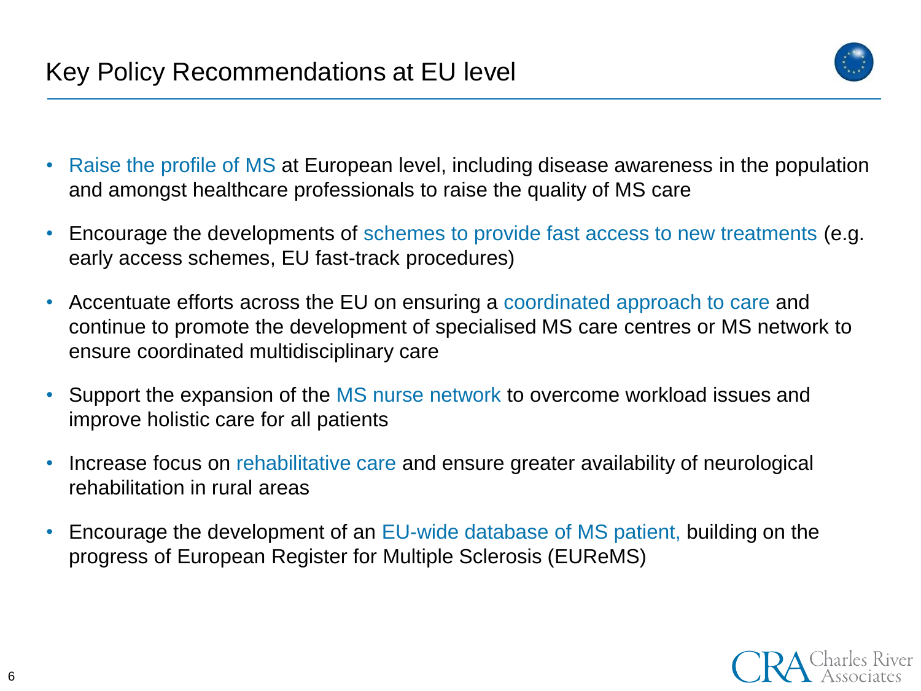# Key Policy Recommendations at EU level

- Raise the profile of MS at European level, including disease awareness in the population and amongst healthcare professionals to raise the quality of MS care
- Encourage the developments of schemes to provide fast access to new treatments (e.g. early access schemes, EU fast-track procedures)
- Accentuate efforts across the EU on ensuring a coordinated approach to care and continue to promote the development of specialised MS care centres or MS network to ensure coordinated multidisciplinary care
- Support the expansion of the MS nurse network to overcome workload issues and improve holistic care for all patients
- Increase focus on rehabilitative care and ensure greater availability of neurological rehabilitation in rural areas
- Encourage the development of an EU-wide database of MS patient, building on the progress of European Register for Multiple Sclerosis (EUReMS)